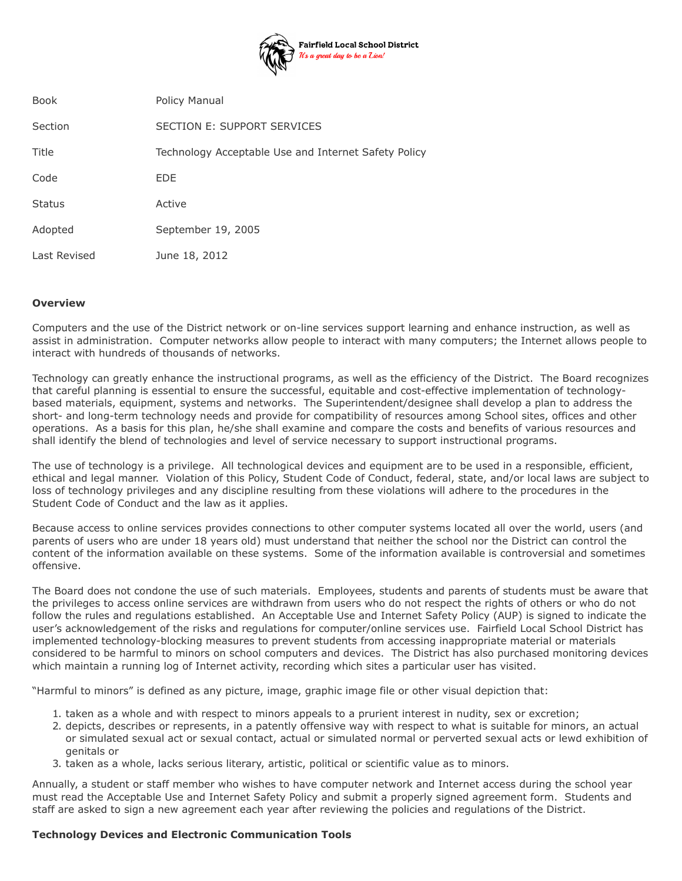Fairfield Local School District
*It's a great day to be a Lion!*

| | |
|---|---|
| Book | Policy Manual |
| Section | SECTION E: SUPPORT SERVICES |
| Title | Technology Acceptable Use and Internet Safety Policy |
| Code | EDE |
| Status | Active |
| Adopted | September 19, 2005 |
| Last Revised | June 18, 2012 |

**Overview**

Computers and the use of the District network or on-line services support learning and enhance instruction, as well as assist in administration. Computer networks allow people to interact with many computers; the Internet allows people to interact with hundreds of thousands of networks.

Technology can greatly enhance the instructional programs, as well as the efficiency of the District. The Board recognizes that careful planning is essential to ensure the successful, equitable and cost-effective implementation of technology-based materials, equipment, systems and networks. The Superintendent/designee shall develop a plan to address the short- and long-term technology needs and provide for compatibility of resources among School sites, offices and other operations. As a basis for this plan, he/she shall examine and compare the costs and benefits of various resources and shall identify the blend of technologies and level of service necessary to support instructional programs.

The use of technology is a privilege. All technological devices and equipment are to be used in a responsible, efficient, ethical and legal manner. Violation of this Policy, Student Code of Conduct, federal, state, and/or local laws are subject to loss of technology privileges and any discipline resulting from these violations will adhere to the procedures in the Student Code of Conduct and the law as it applies.

Because access to online services provides connections to other computer systems located all over the world, users (and parents of users who are under 18 years old) must understand that neither the school nor the District can control the content of the information available on these systems. Some of the information available is controversial and sometimes offensive.

The Board does not condone the use of such materials. Employees, students and parents of students must be aware that the privileges to access online services are withdrawn from users who do not respect the rights of others or who do not follow the rules and regulations established. An Acceptable Use and Internet Safety Policy (AUP) is signed to indicate the user's acknowledgement of the risks and regulations for computer/online services use. Fairfield Local School District has implemented technology-blocking measures to prevent students from accessing inappropriate material or materials considered to be harmful to minors on school computers and devices. The District has also purchased monitoring devices which maintain a running log of Internet activity, recording which sites a particular user has visited.

"Harmful to minors" is defined as any picture, image, graphic image file or other visual depiction that:

1. taken as a whole and with respect to minors appeals to a prurient interest in nudity, sex or excretion;
2. depicts, describes or represents, in a patently offensive way with respect to what is suitable for minors, an actual or simulated sexual act or sexual contact, actual or simulated normal or perverted sexual acts or lewd exhibition of genitals or
3. taken as a whole, lacks serious literary, artistic, political or scientific value as to minors.

Annually, a student or staff member who wishes to have computer network and Internet access during the school year must read the Acceptable Use and Internet Safety Policy and submit a properly signed agreement form. Students and staff are asked to sign a new agreement each year after reviewing the policies and regulations of the District.

**Technology Devices and Electronic Communication Tools**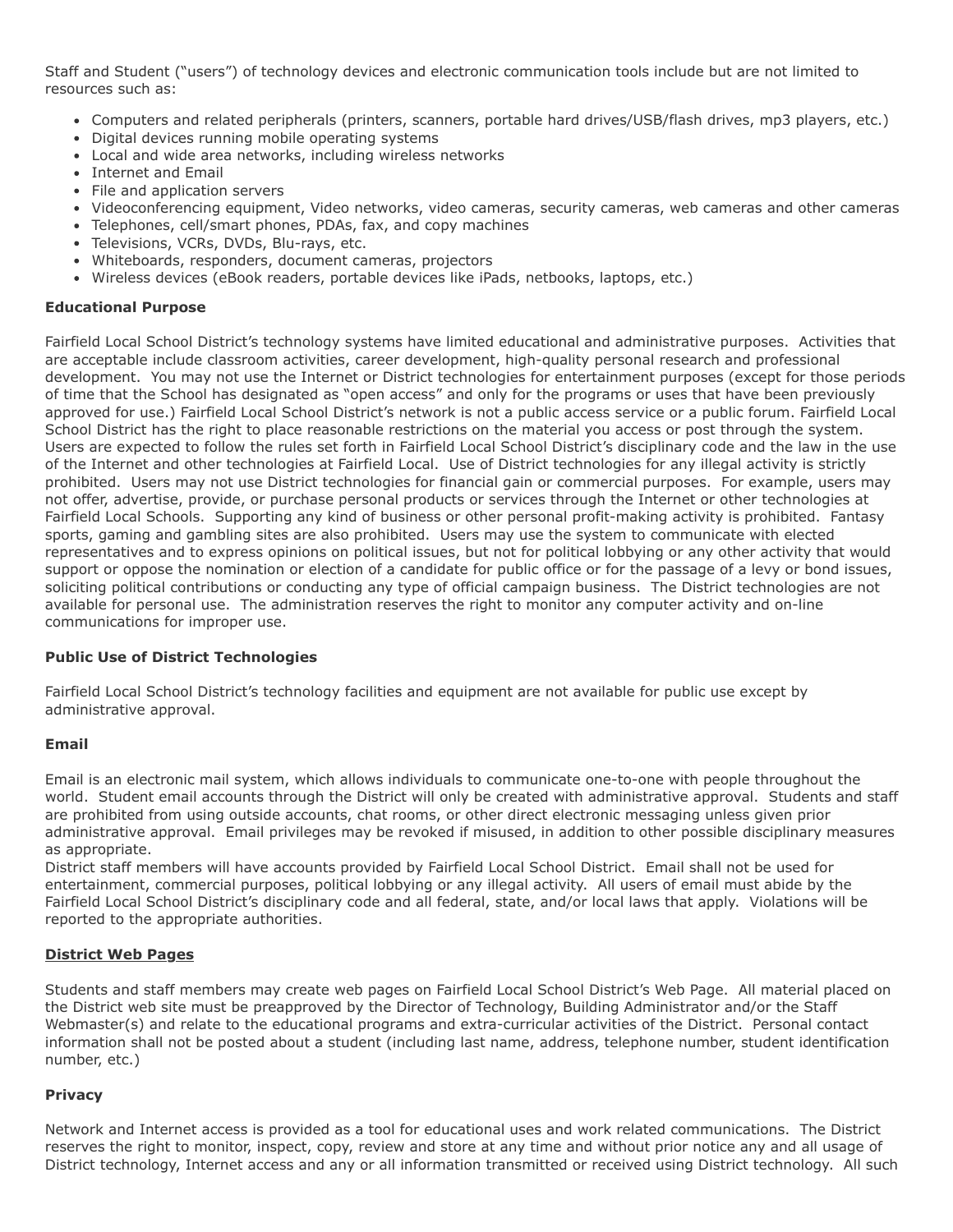Staff and Student ("users") of technology devices and electronic communication tools include but are not limited to resources such as:

- Computers and related peripherals (printers, scanners, portable hard drives/USB/flash drives, mp3 players, etc.)
- Digital devices running mobile operating systems
- Local and wide area networks, including wireless networks
- Internet and Email
- File and application servers
- Videoconferencing equipment, Video networks, video cameras, security cameras, web cameras and other cameras
- Telephones, cell/smart phones, PDAs, fax, and copy machines
- Televisions, VCRs, DVDs, Blu-rays, etc.
- Whiteboards, responders, document cameras, projectors
- Wireless devices (eBook readers, portable devices like iPads, netbooks, laptops, etc.)

**Educational Purpose**

Fairfield Local School District's technology systems have limited educational and administrative purposes. Activities that are acceptable include classroom activities, career development, high-quality personal research and professional development. You may not use the Internet or District technologies for entertainment purposes (except for those periods of time that the School has designated as "open access" and only for the programs or uses that have been previously approved for use.) Fairfield Local School District's network is not a public access service or a public forum. Fairfield Local School District has the right to place reasonable restrictions on the material you access or post through the system. Users are expected to follow the rules set forth in Fairfield Local School District's disciplinary code and the law in the use of the Internet and other technologies at Fairfield Local. Use of District technologies for any illegal activity is strictly prohibited. Users may not use District technologies for financial gain or commercial purposes. For example, users may not offer, advertise, provide, or purchase personal products or services through the Internet or other technologies at Fairfield Local Schools. Supporting any kind of business or other personal profit-making activity is prohibited. Fantasy sports, gaming and gambling sites are also prohibited. Users may use the system to communicate with elected representatives and to express opinions on political issues, but not for political lobbying or any other activity that would support or oppose the nomination or election of a candidate for public office or for the passage of a levy or bond issues, soliciting political contributions or conducting any type of official campaign business. The District technologies are not available for personal use. The administration reserves the right to monitor any computer activity and on-line communications for improper use.

**Public Use of District Technologies**

Fairfield Local School District's technology facilities and equipment are not available for public use except by administrative approval.

**Email**

Email is an electronic mail system, which allows individuals to communicate one-to-one with people throughout the world. Student email accounts through the District will only be created with administrative approval. Students and staff are prohibited from using outside accounts, chat rooms, or other direct electronic messaging unless given prior administrative approval. Email privileges may be revoked if misused, in addition to other possible disciplinary measures as appropriate.
District staff members will have accounts provided by Fairfield Local School District. Email shall not be used for entertainment, commercial purposes, political lobbying or any illegal activity. All users of email must abide by the Fairfield Local School District's disciplinary code and all federal, state, and/or local laws that apply. Violations will be reported to the appropriate authorities.

**District Web Pages**

Students and staff members may create web pages on Fairfield Local School District's Web Page. All material placed on the District web site must be preapproved by the Director of Technology, Building Administrator and/or the Staff Webmaster(s) and relate to the educational programs and extra-curricular activities of the District. Personal contact information shall not be posted about a student (including last name, address, telephone number, student identification number, etc.)

**Privacy**

Network and Internet access is provided as a tool for educational uses and work related communications. The District reserves the right to monitor, inspect, copy, review and store at any time and without prior notice any and all usage of District technology, Internet access and any or all information transmitted or received using District technology. All such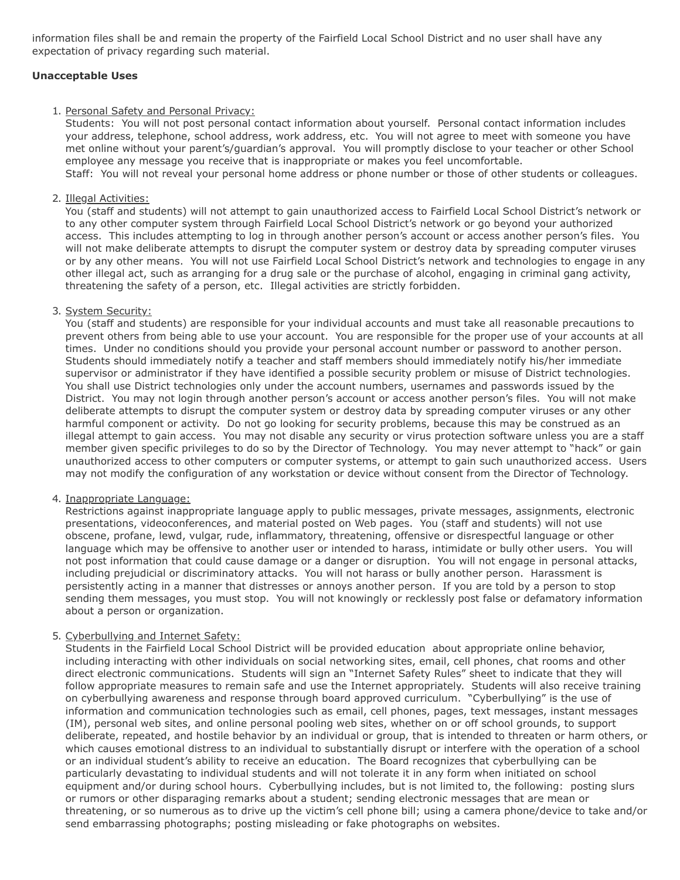information files shall be and remain the property of the Fairfield Local School District and no user shall have any expectation of privacy regarding such material.

**Unacceptable Uses**

1. Personal Safety and Personal Privacy:
   Students: You will not post personal contact information about yourself. Personal contact information includes your address, telephone, school address, work address, etc. You will not agree to meet with someone you have met online without your parent's/guardian's approval. You will promptly disclose to your teacher or other School employee any message you receive that is inappropriate or makes you feel uncomfortable.
   Staff: You will not reveal your personal home address or phone number or those of other students or colleagues.

2. Illegal Activities:
   You (staff and students) will not attempt to gain unauthorized access to Fairfield Local School District's network or to any other computer system through Fairfield Local School District's network or go beyond your authorized access. This includes attempting to log in through another person's account or access another person's files. You will not make deliberate attempts to disrupt the computer system or destroy data by spreading computer viruses or by any other means. You will not use Fairfield Local School District's network and technologies to engage in any other illegal act, such as arranging for a drug sale or the purchase of alcohol, engaging in criminal gang activity, threatening the safety of a person, etc. Illegal activities are strictly forbidden.

3. System Security:
   You (staff and students) are responsible for your individual accounts and must take all reasonable precautions to prevent others from being able to use your account. You are responsible for the proper use of your accounts at all times. Under no conditions should you provide your personal account number or password to another person. Students should immediately notify a teacher and staff members should immediately notify his/her immediate supervisor or administrator if they have identified a possible security problem or misuse of District technologies. You shall use District technologies only under the account numbers, usernames and passwords issued by the District. You may not login through another person's account or access another person's files. You will not make deliberate attempts to disrupt the computer system or destroy data by spreading computer viruses or any other harmful component or activity. Do not go looking for security problems, because this may be construed as an illegal attempt to gain access. You may not disable any security or virus protection software unless you are a staff member given specific privileges to do so by the Director of Technology. You may never attempt to "hack" or gain unauthorized access to other computers or computer systems, or attempt to gain such unauthorized access. Users may not modify the configuration of any workstation or device without consent from the Director of Technology.

4. Inappropriate Language:
   Restrictions against inappropriate language apply to public messages, private messages, assignments, electronic presentations, videoconferences, and material posted on Web pages. You (staff and students) will not use obscene, profane, lewd, vulgar, rude, inflammatory, threatening, offensive or disrespectful language or other language which may be offensive to another user or intended to harass, intimidate or bully other users. You will not post information that could cause damage or a danger or disruption. You will not engage in personal attacks, including prejudicial or discriminatory attacks. You will not harass or bully another person. Harassment is persistently acting in a manner that distresses or annoys another person. If you are told by a person to stop sending them messages, you must stop. You will not knowingly or recklessly post false or defamatory information about a person or organization.

5. Cyberbullying and Internet Safety:
   Students in the Fairfield Local School District will be provided education about appropriate online behavior, including interacting with other individuals on social networking sites, email, cell phones, chat rooms and other direct electronic communications. Students will sign an "Internet Safety Rules" sheet to indicate that they will follow appropriate measures to remain safe and use the Internet appropriately. Students will also receive training on cyberbullying awareness and response through board approved curriculum. "Cyberbullying" is the use of information and communication technologies such as email, cell phones, pages, text messages, instant messages (IM), personal web sites, and online personal pooling web sites, whether on or off school grounds, to support deliberate, repeated, and hostile behavior by an individual or group, that is intended to threaten or harm others, or which causes emotional distress to an individual to substantially disrupt or interfere with the operation of a school or an individual student's ability to receive an education. The Board recognizes that cyberbullying can be particularly devastating to individual students and will not tolerate it in any form when initiated on school equipment and/or during school hours. Cyberbullying includes, but is not limited to, the following: posting slurs or rumors or other disparaging remarks about a student; sending electronic messages that are mean or threatening, or so numerous as to drive up the victim's cell phone bill; using a camera phone/device to take and/or send embarrassing photographs; posting misleading or fake photographs on websites.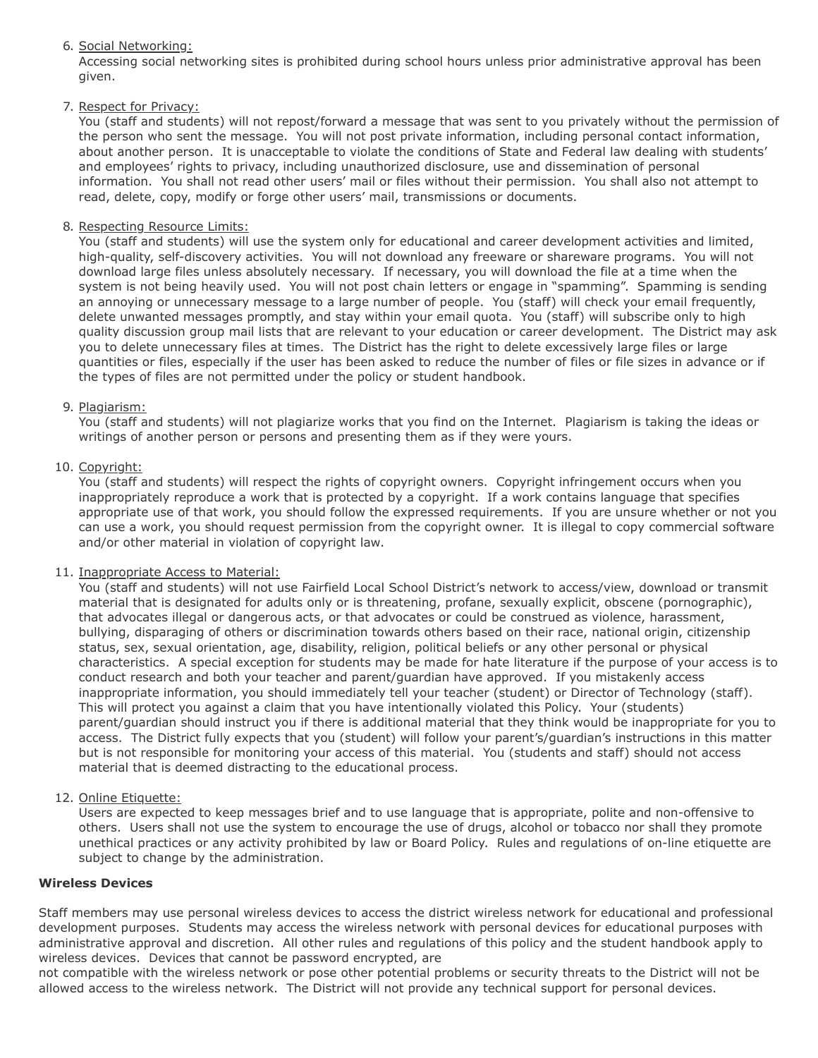6. Social Networking:
   Accessing social networking sites is prohibited during school hours unless prior administrative approval has been given.

7. Respect for Privacy:
   You (staff and students) will not repost/forward a message that was sent to you privately without the permission of the person who sent the message. You will not post private information, including personal contact information, about another person. It is unacceptable to violate the conditions of State and Federal law dealing with students' and employees' rights to privacy, including unauthorized disclosure, use and dissemination of personal information. You shall not read other users' mail or files without their permission. You shall also not attempt to read, delete, copy, modify or forge other users' mail, transmissions or documents.

8. Respecting Resource Limits:
   You (staff and students) will use the system only for educational and career development activities and limited, high-quality, self-discovery activities. You will not download any freeware or shareware programs. You will not download large files unless absolutely necessary. If necessary, you will download the file at a time when the system is not being heavily used. You will not post chain letters or engage in "spamming". Spamming is sending an annoying or unnecessary message to a large number of people. You (staff) will check your email frequently, delete unwanted messages promptly, and stay within your email quota. You (staff) will subscribe only to high quality discussion group mail lists that are relevant to your education or career development. The District may ask you to delete unnecessary files at times. The District has the right to delete excessively large files or large quantities or files, especially if the user has been asked to reduce the number of files or file sizes in advance or if the types of files are not permitted under the policy or student handbook.

9. Plagiarism:
   You (staff and students) will not plagiarize works that you find on the Internet. Plagiarism is taking the ideas or writings of another person or persons and presenting them as if they were yours.

10. Copyright:
    You (staff and students) will respect the rights of copyright owners. Copyright infringement occurs when you inappropriately reproduce a work that is protected by a copyright. If a work contains language that specifies appropriate use of that work, you should follow the expressed requirements. If you are unsure whether or not you can use a work, you should request permission from the copyright owner. It is illegal to copy commercial software and/or other material in violation of copyright law.

11. Inappropriate Access to Material:
    You (staff and students) will not use Fairfield Local School District's network to access/view, download or transmit material that is designated for adults only or is threatening, profane, sexually explicit, obscene (pornographic), that advocates illegal or dangerous acts, or that advocates or could be construed as violence, harassment, bullying, disparaging of others or discrimination towards others based on their race, national origin, citizenship status, sex, sexual orientation, age, disability, religion, political beliefs or any other personal or physical characteristics. A special exception for students may be made for hate literature if the purpose of your access is to conduct research and both your teacher and parent/guardian have approved. If you mistakenly access inappropriate information, you should immediately tell your teacher (student) or Director of Technology (staff). This will protect you against a claim that you have intentionally violated this Policy. Your (students) parent/guardian should instruct you if there is additional material that they think would be inappropriate for you to access. The District fully expects that you (student) will follow your parent's/guardian's instructions in this matter but is not responsible for monitoring your access of this material. You (students and staff) should not access material that is deemed distracting to the educational process.

12. Online Etiquette:
    Users are expected to keep messages brief and to use language that is appropriate, polite and non-offensive to others. Users shall not use the system to encourage the use of drugs, alcohol or tobacco nor shall they promote unethical practices or any activity prohibited by law or Board Policy. Rules and regulations of on-line etiquette are subject to change by the administration.

**Wireless Devices**

Staff members may use personal wireless devices to access the district wireless network for educational and professional development purposes. Students may access the wireless network with personal devices for educational purposes with administrative approval and discretion. All other rules and regulations of this policy and the student handbook apply to wireless devices. Devices that cannot be password encrypted, are not compatible with the wireless network or pose other potential problems or security threats to the District will not be allowed access to the wireless network. The District will not provide any technical support for personal devices.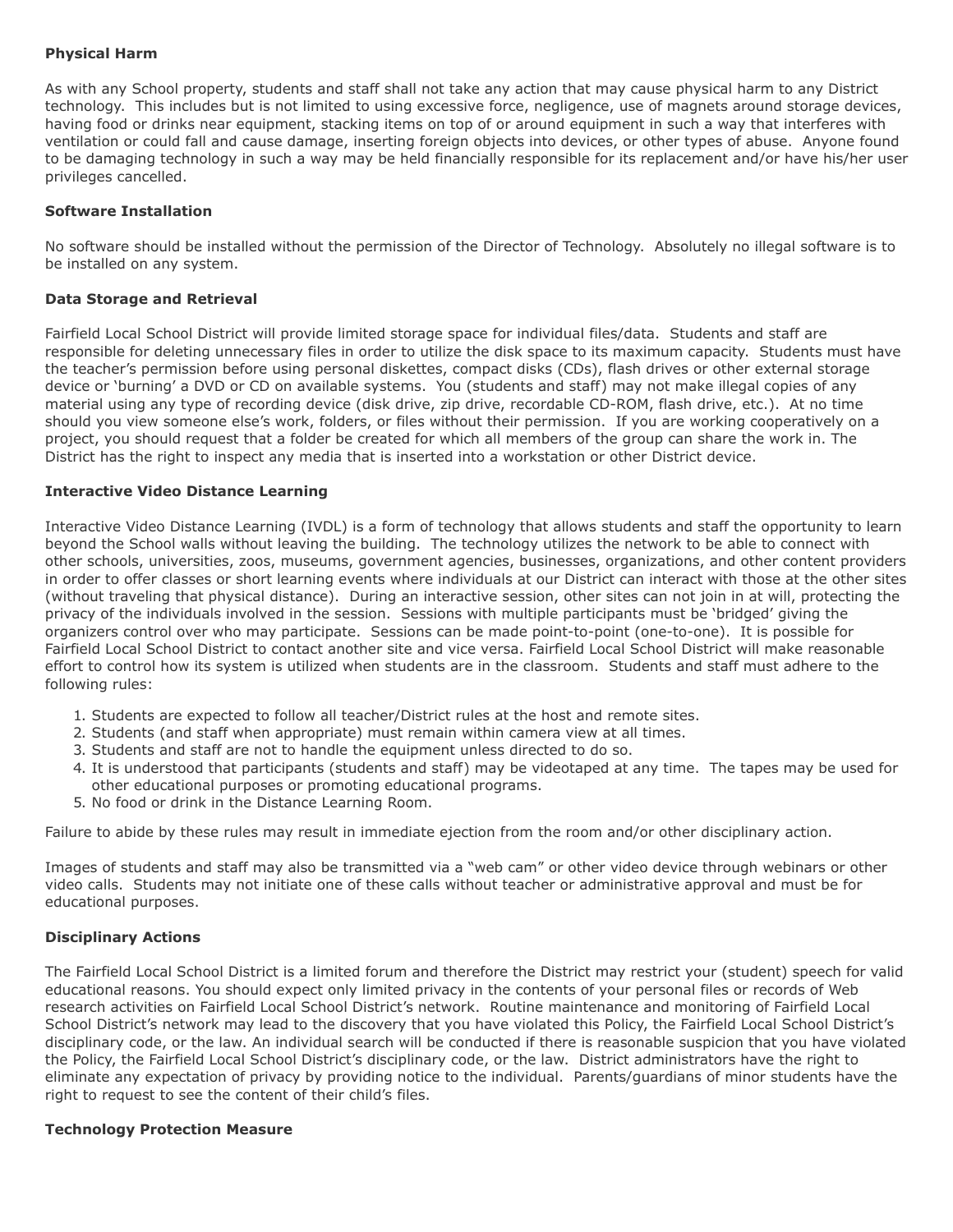**Physical Harm**

As with any School property, students and staff shall not take any action that may cause physical harm to any District technology. This includes but is not limited to using excessive force, negligence, use of magnets around storage devices, having food or drinks near equipment, stacking items on top of or around equipment in such a way that interferes with ventilation or could fall and cause damage, inserting foreign objects into devices, or other types of abuse. Anyone found to be damaging technology in such a way may be held financially responsible for its replacement and/or have his/her user privileges cancelled.

**Software Installation**

No software should be installed without the permission of the Director of Technology. Absolutely no illegal software is to be installed on any system.

**Data Storage and Retrieval**

Fairfield Local School District will provide limited storage space for individual files/data. Students and staff are responsible for deleting unnecessary files in order to utilize the disk space to its maximum capacity. Students must have the teacher's permission before using personal diskettes, compact disks (CDs), flash drives or other external storage device or 'burning' a DVD or CD on available systems. You (students and staff) may not make illegal copies of any material using any type of recording device (disk drive, zip drive, recordable CD-ROM, flash drive, etc.). At no time should you view someone else's work, folders, or files without their permission. If you are working cooperatively on a project, you should request that a folder be created for which all members of the group can share the work in. The District has the right to inspect any media that is inserted into a workstation or other District device.

**Interactive Video Distance Learning**

Interactive Video Distance Learning (IVDL) is a form of technology that allows students and staff the opportunity to learn beyond the School walls without leaving the building. The technology utilizes the network to be able to connect with other schools, universities, zoos, museums, government agencies, businesses, organizations, and other content providers in order to offer classes or short learning events where individuals at our District can interact with those at the other sites (without traveling that physical distance). During an interactive session, other sites can not join in at will, protecting the privacy of the individuals involved in the session. Sessions with multiple participants must be 'bridged' giving the organizers control over who may participate. Sessions can be made point-to-point (one-to-one). It is possible for Fairfield Local School District to contact another site and vice versa. Fairfield Local School District will make reasonable effort to control how its system is utilized when students are in the classroom. Students and staff must adhere to the following rules:

1. Students are expected to follow all teacher/District rules at the host and remote sites.
2. Students (and staff when appropriate) must remain within camera view at all times.
3. Students and staff are not to handle the equipment unless directed to do so.
4. It is understood that participants (students and staff) may be videotaped at any time. The tapes may be used for other educational purposes or promoting educational programs.
5. No food or drink in the Distance Learning Room.

Failure to abide by these rules may result in immediate ejection from the room and/or other disciplinary action.

Images of students and staff may also be transmitted via a "web cam" or other video device through webinars or other video calls. Students may not initiate one of these calls without teacher or administrative approval and must be for educational purposes.

**Disciplinary Actions**

The Fairfield Local School District is a limited forum and therefore the District may restrict your (student) speech for valid educational reasons. You should expect only limited privacy in the contents of your personal files or records of Web research activities on Fairfield Local School District's network. Routine maintenance and monitoring of Fairfield Local School District's network may lead to the discovery that you have violated this Policy, the Fairfield Local School District's disciplinary code, or the law. An individual search will be conducted if there is reasonable suspicion that you have violated the Policy, the Fairfield Local School District's disciplinary code, or the law. District administrators have the right to eliminate any expectation of privacy by providing notice to the individual. Parents/guardians of minor students have the right to request to see the content of their child's files.

**Technology Protection Measure**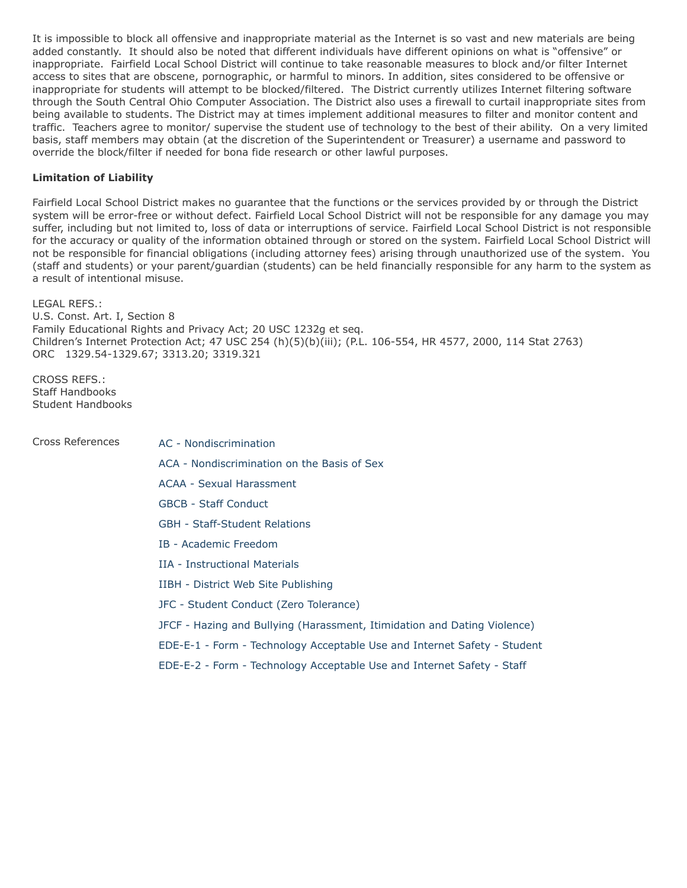It is impossible to block all offensive and inappropriate material as the Internet is so vast and new materials are being added constantly. It should also be noted that different individuals have different opinions on what is "offensive" or inappropriate. Fairfield Local School District will continue to take reasonable measures to block and/or filter Internet access to sites that are obscene, pornographic, or harmful to minors. In addition, sites considered to be offensive or inappropriate for students will attempt to be blocked/filtered. The District currently utilizes Internet filtering software through the South Central Ohio Computer Association. The District also uses a firewall to curtail inappropriate sites from being available to students. The District may at times implement additional measures to filter and monitor content and traffic. Teachers agree to monitor/ supervise the student use of technology to the best of their ability. On a very limited basis, staff members may obtain (at the discretion of the Superintendent or Treasurer) a username and password to override the block/filter if needed for bona fide research or other lawful purposes.

**Limitation of Liability**

Fairfield Local School District makes no guarantee that the functions or the services provided by or through the District system will be error-free or without defect. Fairfield Local School District will not be responsible for any damage you may suffer, including but not limited to, loss of data or interruptions of service. Fairfield Local School District is not responsible for the accuracy or quality of the information obtained through or stored on the system. Fairfield Local School District will not be responsible for financial obligations (including attorney fees) arising through unauthorized use of the system. You (staff and students) or your parent/guardian (students) can be held financially responsible for any harm to the system as a result of intentional misuse.

LEGAL REFS.:
U.S. Const. Art. I, Section 8
Family Educational Rights and Privacy Act; 20 USC 1232g et seq.
Children's Internet Protection Act; 47 USC 254 (h)(5)(b)(iii); (P.L. 106-554, HR 4577, 2000, 114 Stat 2763)
ORC 1329.54-1329.67; 3313.20; 3319.321

CROSS REFS.:
Staff Handbooks
Student Handbooks

Cross References

- AC - Nondiscrimination
- ACA - Nondiscrimination on the Basis of Sex
- ACAA - Sexual Harassment
- GBCB - Staff Conduct
- GBH - Staff-Student Relations
- IB - Academic Freedom
- IIA - Instructional Materials
- IIBH - District Web Site Publishing
- JFC - Student Conduct (Zero Tolerance)
- JFCF - Hazing and Bullying (Harassment, Itimidation and Dating Violence)
- EDE-E-1 - Form - Technology Acceptable Use and Internet Safety - Student
- EDE-E-2 - Form - Technology Acceptable Use and Internet Safety - Staff